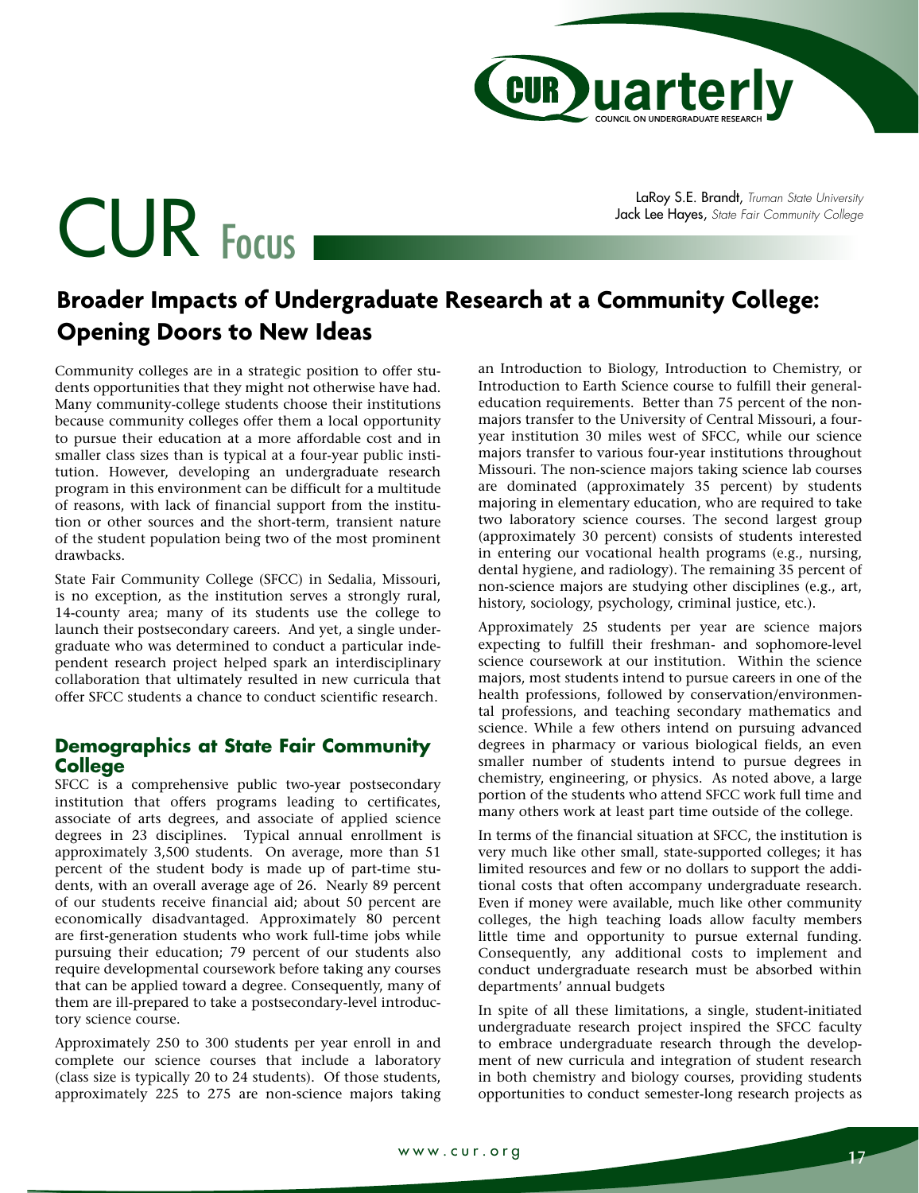CUR Focus

LaRoy S.E. Brandt, *Truman State University*
Jack Lee Hayes, *State Fair Community College*

# Broader Impacts of Undergraduate Research at a Community College: Opening Doors to New Ideas

Community colleges are in a strategic position to offer students opportunities that they might not otherwise have had. Many community-college students choose their institutions because community colleges offer them a local opportunity to pursue their education at a more affordable cost and in smaller class sizes than is typical at a four-year public institution. However, developing an undergraduate research program in this environment can be difficult for a multitude of reasons, with lack of financial support from the institution or other sources and the short-term, transient nature of the student population being two of the most prominent drawbacks.

State Fair Community College (SFCC) in Sedalia, Missouri, is no exception, as the institution serves a strongly rural, 14-county area; many of its students use the college to launch their postsecondary careers. And yet, a single undergraduate who was determined to conduct a particular independent research project helped spark an interdisciplinary collaboration that ultimately resulted in new curricula that offer SFCC students a chance to conduct scientific research.

## Demographics at State Fair Community College

SFCC is a comprehensive public two-year postsecondary institution that offers programs leading to certificates, associate of arts degrees, and associate of applied science degrees in 23 disciplines. Typical annual enrollment is approximately 3,500 students. On average, more than 51 percent of the student body is made up of part-time students, with an overall average age of 26. Nearly 89 percent of our students receive financial aid; about 50 percent are economically disadvantaged. Approximately 80 percent are first-generation students who work full-time jobs while pursuing their education; 79 percent of our students also require developmental coursework before taking any courses that can be applied toward a degree. Consequently, many of them are ill-prepared to take a postsecondary-level introductory science course.

Approximately 250 to 300 students per year enroll in and complete our science courses that include a laboratory (class size is typically 20 to 24 students). Of those students, approximately 225 to 275 are non-science majors taking an Introduction to Biology, Introduction to Chemistry, or Introduction to Earth Science course to fulfill their general-education requirements. Better than 75 percent of the non-majors transfer to the University of Central Missouri, a four-year institution 30 miles west of SFCC, while our science majors transfer to various four-year institutions throughout Missouri. The non-science majors taking science lab courses are dominated (approximately 35 percent) by students majoring in elementary education, who are required to take two laboratory science courses. The second largest group (approximately 30 percent) consists of students interested in entering our vocational health programs (e.g., nursing, dental hygiene, and radiology). The remaining 35 percent of non-science majors are studying other disciplines (e.g., art, history, sociology, psychology, criminal justice, etc.).

Approximately 25 students per year are science majors expecting to fulfill their freshman- and sophomore-level science coursework at our institution. Within the science majors, most students intend to pursue careers in one of the health professions, followed by conservation/environmental professions, and teaching secondary mathematics and science. While a few others intend on pursuing advanced degrees in pharmacy or various biological fields, an even smaller number of students intend to pursue degrees in chemistry, engineering, or physics. As noted above, a large portion of the students who attend SFCC work full time and many others work at least part time outside of the college.

In terms of the financial situation at SFCC, the institution is very much like other small, state-supported colleges; it has limited resources and few or no dollars to support the additional costs that often accompany undergraduate research. Even if money were available, much like other community colleges, the high teaching loads allow faculty members little time and opportunity to pursue external funding. Consequently, any additional costs to implement and conduct undergraduate research must be absorbed within departments' annual budgets

In spite of all these limitations, a single, student-initiated undergraduate research project inspired the SFCC faculty to embrace undergraduate research through the development of new curricula and integration of student research in both chemistry and biology courses, providing students opportunities to conduct semester-long research projects as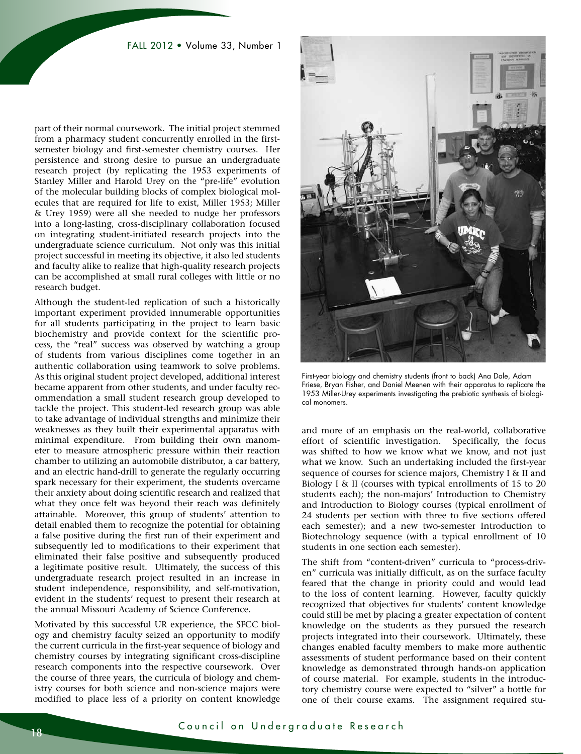part of their normal coursework. The initial project stemmed from a pharmacy student concurrently enrolled in the first-semester biology and first-semester chemistry courses. Her persistence and strong desire to pursue an undergraduate research project (by replicating the 1953 experiments of Stanley Miller and Harold Urey on the "pre-life" evolution of the molecular building blocks of complex biological molecules that are required for life to exist, Miller 1953; Miller & Urey 1959) were all she needed to nudge her professors into a long-lasting, cross-disciplinary collaboration focused on integrating student-initiated research projects into the undergraduate science curriculum. Not only was this initial project successful in meeting its objective, it also led students and faculty alike to realize that high-quality research projects can be accomplished at small rural colleges with little or no research budget.

Although the student-led replication of such a historically important experiment provided innumerable opportunities for all students participating in the project to learn basic biochemistry and provide context for the scientific process, the "real" success was observed by watching a group of students from various disciplines come together in an authentic collaboration using teamwork to solve problems. As this original student project developed, additional interest became apparent from other students, and under faculty recommendation a small student research group developed to tackle the project. This student-led research group was able to take advantage of individual strengths and minimize their weaknesses as they built their experimental apparatus with minimal expenditure. From building their own manometer to measure atmospheric pressure within their reaction chamber to utilizing an automobile distributor, a car battery, and an electric hand-drill to generate the regularly occurring spark necessary for their experiment, the students overcame their anxiety about doing scientific research and realized that what they once felt was beyond their reach was definitely attainable. Moreover, this group of students' attention to detail enabled them to recognize the potential for obtaining a false positive during the first run of their experiment and subsequently led to modifications to their experiment that eliminated their false positive and subsequently produced a legitimate positive result. Ultimately, the success of this undergraduate research project resulted in an increase in student independence, responsibility, and self-motivation, evident in the students' request to present their research at the annual Missouri Academy of Science Conference.

Motivated by this successful UR experience, the SFCC biology and chemistry faculty seized an opportunity to modify the current curricula in the first-year sequence of biology and chemistry courses by integrating significant cross-discipline research components into the respective coursework. Over the course of three years, the curricula of biology and chemistry courses for both science and non-science majors were modified to place less of a priority on content knowledge and more of an emphasis on the real-world, collaborative effort of scientific investigation. Specifically, the focus was shifted to how we know what we know, and not just what we know. Such an undertaking included the first-year sequence of courses for science majors, Chemistry I & II and Biology I & II (courses with typical enrollments of 15 to 20 students each); the non-majors' Introduction to Chemistry and Introduction to Biology courses (typical enrollment of 24 students per section with three to five sections offered each semester); and a new two-semester Introduction to Biotechnology sequence (with a typical enrollment of 10 students in one section each semester).

First-year biology and chemistry students (front to back) Ana Dale, Adam Friese, Bryan Fisher, and Daniel Meenen with their apparatus to replicate the 1953 Miller-Urey experiments investigating the prebiotic synthesis of biological monomers.

The shift from "content-driven" curricula to "process-driven" curricula was initially difficult, as on the surface faculty feared that the change in priority could and would lead to the loss of content learning. However, faculty quickly recognized that objectives for students' content knowledge could still be met by placing a greater expectation of content knowledge on the students as they pursued the research projects integrated into their coursework. Ultimately, these changes enabled faculty members to make more authentic assessments of student performance based on their content knowledge as demonstrated through hands-on application of course material. For example, students in the introductory chemistry course were expected to "silver" a bottle for one of their course exams. The assignment required stu-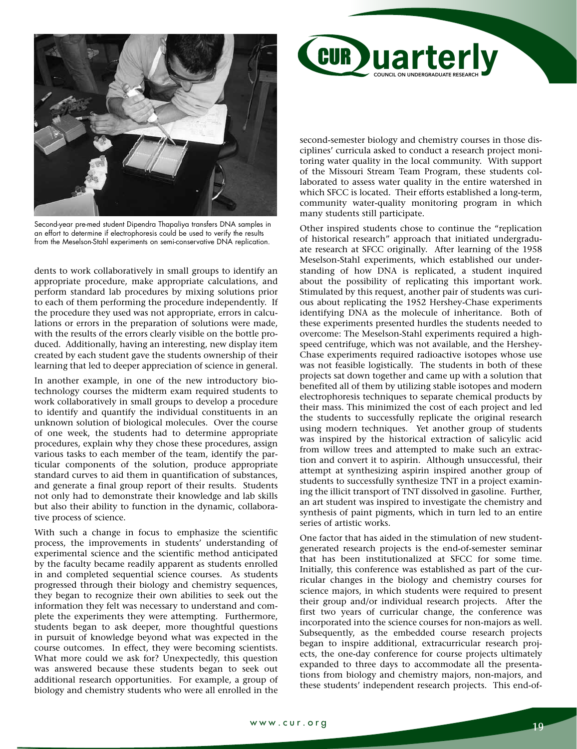Second-year pre-med student Dipendra Thapaliya transfers DNA samples in an effort to determine if electrophoresis could be used to verify the results from the Meselson-Stahl experiments on semi-conservative DNA replication.

dents to work collaboratively in small groups to identify an appropriate procedure, make appropriate calculations, and perform standard lab procedures by mixing solutions prior to each of them performing the procedure independently. If the procedure they used was not appropriate, errors in calculations or errors in the preparation of solutions were made, with the results of the errors clearly visible on the bottle produced. Additionally, having an interesting, new display item created by each student gave the students ownership of their learning that led to deeper appreciation of science in general.

In another example, in one of the new introductory biotechnology courses the midterm exam required students to work collaboratively in small groups to develop a procedure to identify and quantify the individual constituents in an unknown solution of biological molecules. Over the course of one week, the students had to determine appropriate procedures, explain why they chose these procedures, assign various tasks to each member of the team, identify the particular components of the solution, produce appropriate standard curves to aid them in quantification of substances, and generate a final group report of their results. Students not only had to demonstrate their knowledge and lab skills but also their ability to function in the dynamic, collaborative process of science.

With such a change in focus to emphasize the scientific process, the improvements in students' understanding of experimental science and the scientific method anticipated by the faculty became readily apparent as students enrolled in and completed sequential science courses. As students progressed through their biology and chemistry sequences, they began to recognize their own abilities to seek out the information they felt was necessary to understand and complete the experiments they were attempting. Furthermore, students began to ask deeper, more thoughtful questions in pursuit of knowledge beyond what was expected in the course outcomes. In effect, they were becoming scientists. What more could we ask for? Unexpectedly, this question was answered because these students began to seek out additional research opportunities. For example, a group of biology and chemistry students who were all enrolled in the second-semester biology and chemistry courses in those disciplines' curricula asked to conduct a research project monitoring water quality in the local community. With support of the Missouri Stream Team Program, these students collaborated to assess water quality in the entire watershed in which SFCC is located. Their efforts established a long-term, community water-quality monitoring program in which many students still participate.

Other inspired students chose to continue the "replication of historical research" approach that initiated undergraduate research at SFCC originally. After learning of the 1958 Meselson-Stahl experiments, which established our understanding of how DNA is replicated, a student inquired about the possibility of replicating this important work. Stimulated by this request, another pair of students was curious about replicating the 1952 Hershey-Chase experiments identifying DNA as the molecule of inheritance. Both of these experiments presented hurdles the students needed to overcome: The Meselson-Stahl experiments required a high-speed centrifuge, which was not available, and the Hershey-Chase experiments required radioactive isotopes whose use was not feasible logistically. The students in both of these projects sat down together and came up with a solution that benefited all of them by utilizing stable isotopes and modern electrophoresis techniques to separate chemical products by their mass. This minimized the cost of each project and led the students to successfully replicate the original research using modern techniques. Yet another group of students was inspired by the historical extraction of salicylic acid from willow trees and attempted to make such an extraction and convert it to aspirin. Although unsuccessful, their attempt at synthesizing aspirin inspired another group of students to successfully synthesize TNT in a project examining the illicit transport of TNT dissolved in gasoline. Further, an art student was inspired to investigate the chemistry and synthesis of paint pigments, which in turn led to an entire series of artistic works.

One factor that has aided in the stimulation of new student-generated research projects is the end-of-semester seminar that has been institutionalized at SFCC for some time. Initially, this conference was established as part of the curricular changes in the biology and chemistry courses for science majors, in which students were required to present their group and/or individual research projects. After the first two years of curricular change, the conference was incorporated into the science courses for non-majors as well. Subsequently, as the embedded course research projects began to inspire additional, extracurricular research projects, the one-day conference for course projects ultimately expanded to three days to accommodate all the presentations from biology and chemistry majors, non-majors, and these students' independent research projects. This end-of-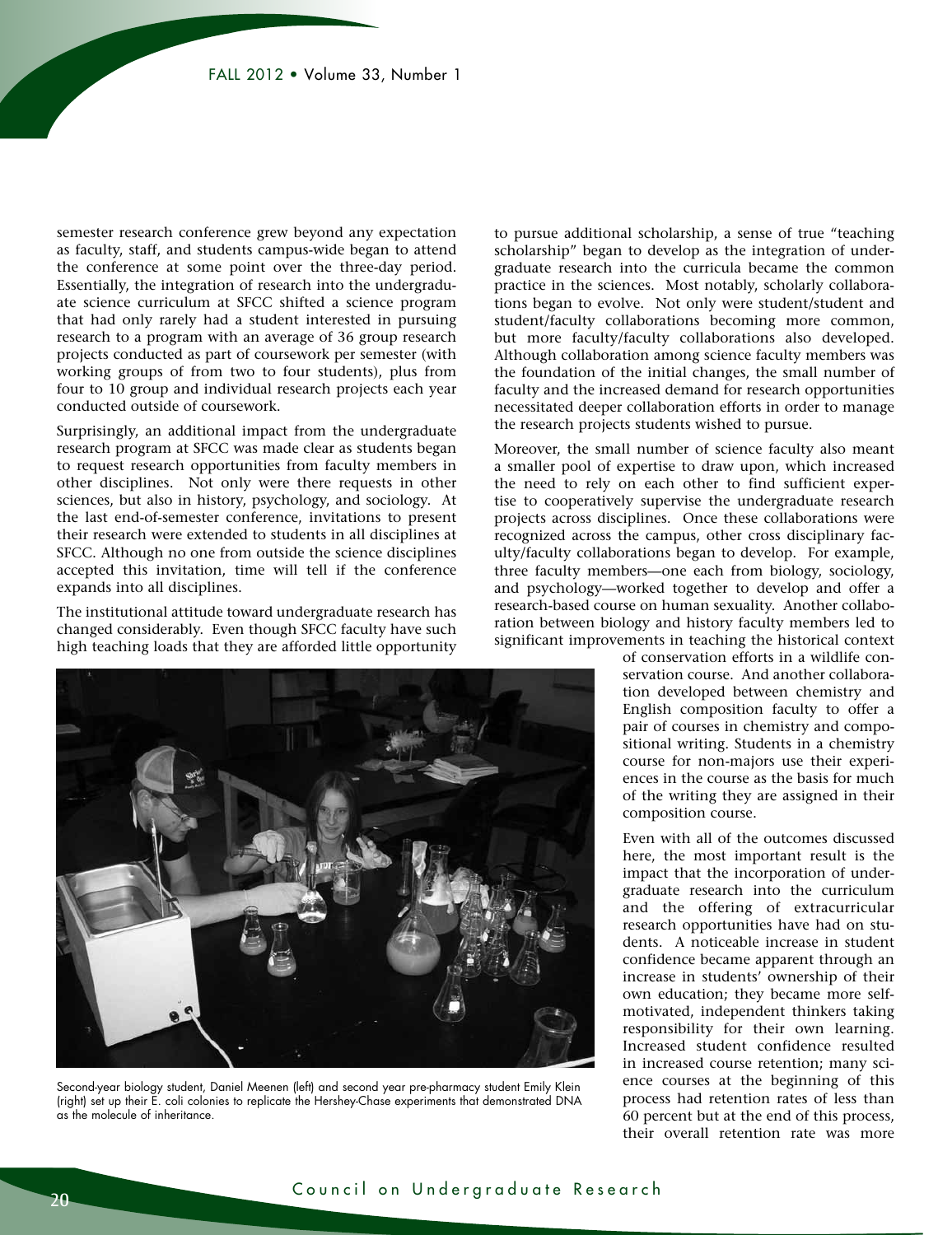semester research conference grew beyond any expectation as faculty, staff, and students campus-wide began to attend the conference at some point over the three-day period. Essentially, the integration of research into the undergraduate science curriculum at SFCC shifted a science program that had only rarely had a student interested in pursuing research to a program with an average of 36 group research projects conducted as part of coursework per semester (with working groups of from two to four students), plus from four to 10 group and individual research projects each year conducted outside of coursework.

Surprisingly, an additional impact from the undergraduate research program at SFCC was made clear as students began to request research opportunities from faculty members in other disciplines. Not only were there requests in other sciences, but also in history, psychology, and sociology. At the last end-of-semester conference, invitations to present their research were extended to students in all disciplines at SFCC. Although no one from outside the science disciplines accepted this invitation, time will tell if the conference expands into all disciplines.

The institutional attitude toward undergraduate research has changed considerably. Even though SFCC faculty have such high teaching loads that they are afforded little opportunity to pursue additional scholarship, a sense of true "teaching scholarship" began to develop as the integration of undergraduate research into the curricula became the common practice in the sciences. Most notably, scholarly collaborations began to evolve. Not only were student/student and student/faculty collaborations becoming more common, but more faculty/faculty collaborations also developed. Although collaboration among science faculty members was the foundation of the initial changes, the small number of faculty and the increased demand for research opportunities necessitated deeper collaboration efforts in order to manage the research projects students wished to pursue.

Moreover, the small number of science faculty also meant a smaller pool of expertise to draw upon, which increased the need to rely on each other to find sufficient expertise to cooperatively supervise the undergraduate research projects across disciplines. Once these collaborations were recognized across the campus, other cross disciplinary faculty/faculty collaborations began to develop. For example, three faculty members—one each from biology, sociology, and psychology—worked together to develop and offer a research-based course on human sexuality. Another collaboration between biology and history faculty members led to significant improvements in teaching the historical context of conservation efforts in a wildlife conservation course. And another collaboration developed between chemistry and English composition faculty to offer a pair of courses in chemistry and compositional writing. Students in a chemistry course for non-majors use their experiences in the course as the basis for much of the writing they are assigned in their composition course.

Second-year biology student, Daniel Meenen (left) and second year pre-pharmacy student Emily Klein (right) set up their E. coli colonies to replicate the Hershey-Chase experiments that demonstrated DNA as the molecule of inheritance.

Even with all of the outcomes discussed here, the most important result is the impact that the incorporation of undergraduate research into the curriculum and the offering of extracurricular research opportunities have had on students. A noticeable increase in student confidence became apparent through an increase in students' ownership of their own education; they became more self-motivated, independent thinkers taking responsibility for their own learning. Increased student confidence resulted in increased course retention; many science courses at the beginning of this process had retention rates of less than 60 percent but at the end of this process, their overall retention rate was more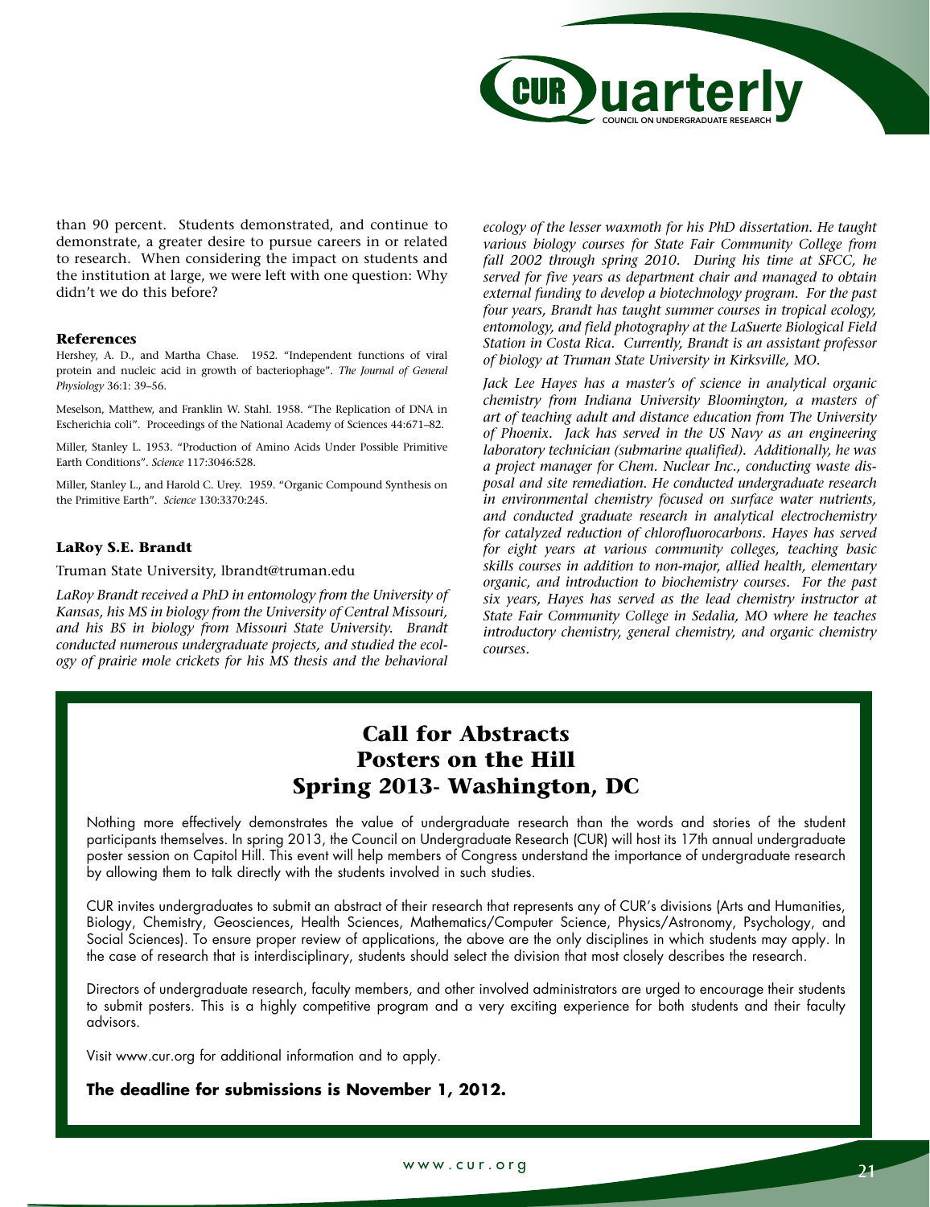than 90 percent. Students demonstrated, and continue to demonstrate, a greater desire to pursue careers in or related to research. When considering the impact on students and the institution at large, we were left with one question: Why didn't we do this before?

### References

Hershey, A. D., and Martha Chase. 1952. "Independent functions of viral protein and nucleic acid in growth of bacteriophage". *The Journal of General Physiology* 36:1: 39–56.

Meselson, Matthew, and Franklin W. Stahl. 1958. "The Replication of DNA in Escherichia coli". Proceedings of the National Academy of Sciences 44:671–82.

Miller, Stanley L. 1953. "Production of Amino Acids Under Possible Primitive Earth Conditions". *Science* 117:3046:528.

Miller, Stanley L., and Harold C. Urey. 1959. "Organic Compound Synthesis on the Primitive Earth". *Science* 130:3370:245.

### LaRoy S.E. Brandt

Truman State University, lbrandt@truman.edu

*LaRoy Brandt received a PhD in entomology from the University of Kansas, his MS in biology from the University of Central Missouri, and his BS in biology from Missouri State University. Brandt conducted numerous undergraduate projects, and studied the ecology of prairie mole crickets for his MS thesis and the behavioral ecology of the lesser waxmoth for his PhD dissertation. He taught various biology courses for State Fair Community College from fall 2002 through spring 2010. During his time at SFCC, he served for five years as department chair and managed to obtain external funding to develop a biotechnology program. For the past four years, Brandt has taught summer courses in tropical ecology, entomology, and field photography at the LaSuerte Biological Field Station in Costa Rica. Currently, Brandt is an assistant professor of biology at Truman State University in Kirksville, MO.*

*Jack Lee Hayes has a master's of science in analytical organic chemistry from Indiana University Bloomington, a masters of art of teaching adult and distance education from The University of Phoenix. Jack has served in the US Navy as an engineering laboratory technician (submarine qualified). Additionally, he was a project manager for Chem. Nuclear Inc., conducting waste disposal and site remediation. He conducted undergraduate research in environmental chemistry focused on surface water nutrients, and conducted graduate research in analytical electrochemistry for catalyzed reduction of chlorofluorocarbons. Hayes has served for eight years at various community colleges, teaching basic skills courses in addition to non-major, allied health, elementary organic, and introduction to biochemistry courses. For the past six years, Hayes has served as the lead chemistry instructor at State Fair Community College in Sedalia, MO where he teaches introductory chemistry, general chemistry, and organic chemistry courses.*

## Call for Abstracts
## Posters on the Hill
## Spring 2013- Washington, DC

Nothing more effectively demonstrates the value of undergraduate research than the words and stories of the student participants themselves. In spring 2013, the Council on Undergraduate Research (CUR) will host its 17th annual undergraduate poster session on Capitol Hill. This event will help members of Congress understand the importance of undergraduate research by allowing them to talk directly with the students involved in such studies.

CUR invites undergraduates to submit an abstract of their research that represents any of CUR's divisions (Arts and Humanities, Biology, Chemistry, Geosciences, Health Sciences, Mathematics/Computer Science, Physics/Astronomy, Psychology, and Social Sciences). To ensure proper review of applications, the above are the only disciplines in which students may apply. In the case of research that is interdisciplinary, students should select the division that most closely describes the research.

Directors of undergraduate research, faculty members, and other involved administrators are urged to encourage their students to submit posters. This is a highly competitive program and a very exciting experience for both students and their faculty advisors.

Visit www.cur.org for additional information and to apply.

**The deadline for submissions is November 1, 2012.**